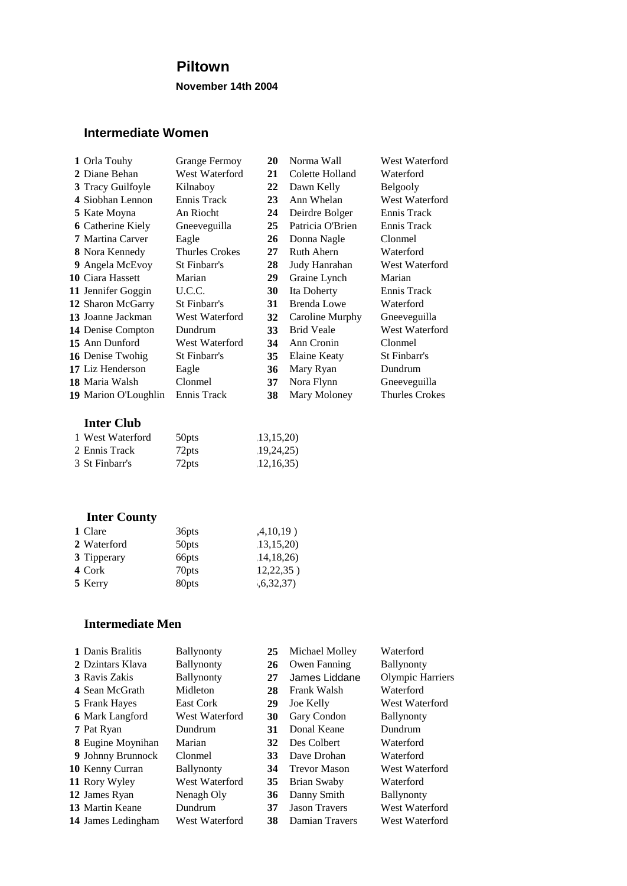# Piltown

**November 14th 2004**

## Intermediate Women

| | | | | | |
|---|---|---|---|---|---|
| **1** | Orla Touhy | Grange Fermoy | **20** | Norma Wall | West Waterford |
| **2** | Diane Behan | West Waterford | **21** | Colette Holland | Waterford |
| **3** | Tracy Guilfoyle | Kilnaboy | **22** | Dawn Kelly | Belgooly |
| **4** | Siobhan Lennon | Ennis Track | **23** | Ann Whelan | West Waterford |
| **5** | Kate Moyna | An Riocht | **24** | Deirdre Bolger | Ennis Track |
| **6** | Catherine Kiely | Gneeveguilla | **25** | Patricia O'Brien | Ennis Track |
| **7** | Martina Carver | Eagle | **26** | Donna Nagle | Clonmel |
| **8** | Nora Kennedy | Thurles Crokes | **27** | Ruth Ahern | Waterford |
| **9** | Angela McEvoy | St Finbarr's | **28** | Judy Hanrahan | West Waterford |
| **10** | Ciara Hassett | Marian | **29** | Graine Lynch | Marian |
| **11** | Jennifer Goggin | U.C.C. | **30** | Ita Doherty | Ennis Track |
| **12** | Sharon McGarry | St Finbarr's | **31** | Brenda Lowe | Waterford |
| **13** | Joanne Jackman | West Waterford | **32** | Caroline Murphy | Gneeveguilla |
| **14** | Denise Compton | Dundrum | **33** | Brid Veale | West Waterford |
| **15** | Ann Dunford | West Waterford | **34** | Ann Cronin | Clonmel |
| **16** | Denise Twohig | St Finbarr's | **35** | Elaine Keaty | St Finbarr's |
| **17** | Liz Henderson | Eagle | **36** | Mary Ryan | Dundrum |
| **18** | Maria Walsh | Clonmel | **37** | Nora Flynn | Gneeveguilla |
| **19** | Marion O'Loughlin | Ennis Track | **38** | Mary Moloney | Thurles Crokes |

### Inter Club

| | | | |
|---|---|---|---|
| 1 | West Waterford | 50pts | ,13,15,20) |
| 2 | Ennis Track | 72pts | ,19,24,25) |
| 3 | St Finbarr's | 72pts | ,12,16,35) |

### Inter County

| | | | |
|---|---|---|---|
| **1** | Clare | 36pts | ,4,10,19 ) |
| **2** | Waterford | 50pts | ,13,15,20) |
| **3** | Tipperary | 66pts | ,14,18,26) |
| **4** | Cork | 70pts | 12,22,35 ) |
| **5** | Kerry | 80pts | ,6,32,37) |

## Intermediate Men

| | | | | | |
|---|---|---|---|---|---|
| **1** | Danis Bralitis | Ballynonty | **25** | Michael Molley | Waterford |
| **2** | Dzintars Klava | Ballynonty | **26** | Owen Fanning | Ballynonty |
| **3** | Ravis Zakis | Ballynonty | **27** | James Liddane | Olympic Harriers |
| **4** | Sean McGrath | Midleton | **28** | Frank Walsh | Waterford |
| **5** | Frank Hayes | East Cork | **29** | Joe Kelly | West Waterford |
| **6** | Mark Langford | West Waterford | **30** | Gary Condon | Ballynonty |
| **7** | Pat Ryan | Dundrum | **31** | Donal Keane | Dundrum |
| **8** | Eugine Moynihan | Marian | **32** | Des Colbert | Waterford |
| **9** | Johnny Brunnock | Clonmel | **33** | Dave Drohan | Waterford |
| **10** | Kenny Curran | Ballynonty | **34** | Trevor Mason | West Waterford |
| **11** | Rory Wyley | West Waterford | **35** | Brian Swaby | Waterford |
| **12** | James Ryan | Nenagh Oly | **36** | Danny Smith | Ballynonty |
| **13** | Martin Keane | Dundrum | **37** | Jason Travers | West Waterford |
| **14** | James Ledingham | West Waterford | **38** | Damian Travers | West Waterford |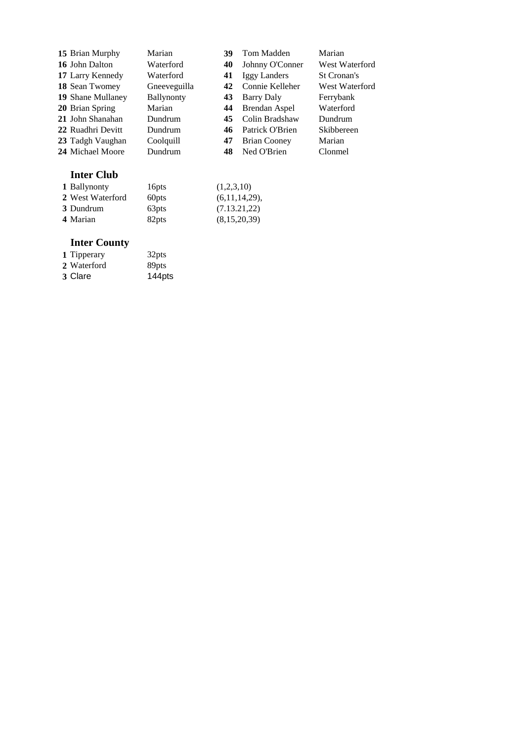| | | | | | |
|---|---|---|---|---|---|
| **15** | Brian Murphy | Marian | **39** | Tom Madden | Marian |
| **16** | John Dalton | Waterford | **40** | Johnny O'Conner | West Waterford |
| **17** | Larry Kennedy | Waterford | **41** | Iggy Landers | St Cronan's |
| **18** | Sean Twomey | Gneeveguilla | **42** | Connie Kelleher | West Waterford |
| **19** | Shane Mullaney | Ballynonty | **43** | Barry Daly | Ferrybank |
| **20** | Brian Spring | Marian | **44** | Brendan Aspel | Waterford |
| **21** | John Shanahan | Dundrum | **45** | Colin Bradshaw | Dundrum |
| **22** | Ruadhri Devitt | Dundrum | **46** | Patrick O'Brien | Skibbereen |
| **23** | Tadgh Vaughan | Coolquill | **47** | Brian Cooney | Marian |
| **24** | Michael Moore | Dundrum | **48** | Ned O'Brien | Clonmel |

## Inter Club

| | | | |
|---|---|---|---|
| **1** | Ballynonty | 16pts | (1,2,3,10) |
| **2** | West Waterford | 60pts | (6,11,14,29), |
| **3** | Dundrum | 63pts | (7.13.21,22) |
| **4** | Marian | 82pts | (8,15,20,39) |

## Inter County

| | | |
|---|---|---|
| **1** | Tipperary | 32pts |
| **2** | Waterford | 89pts |
| **3** | Clare | 144pts |